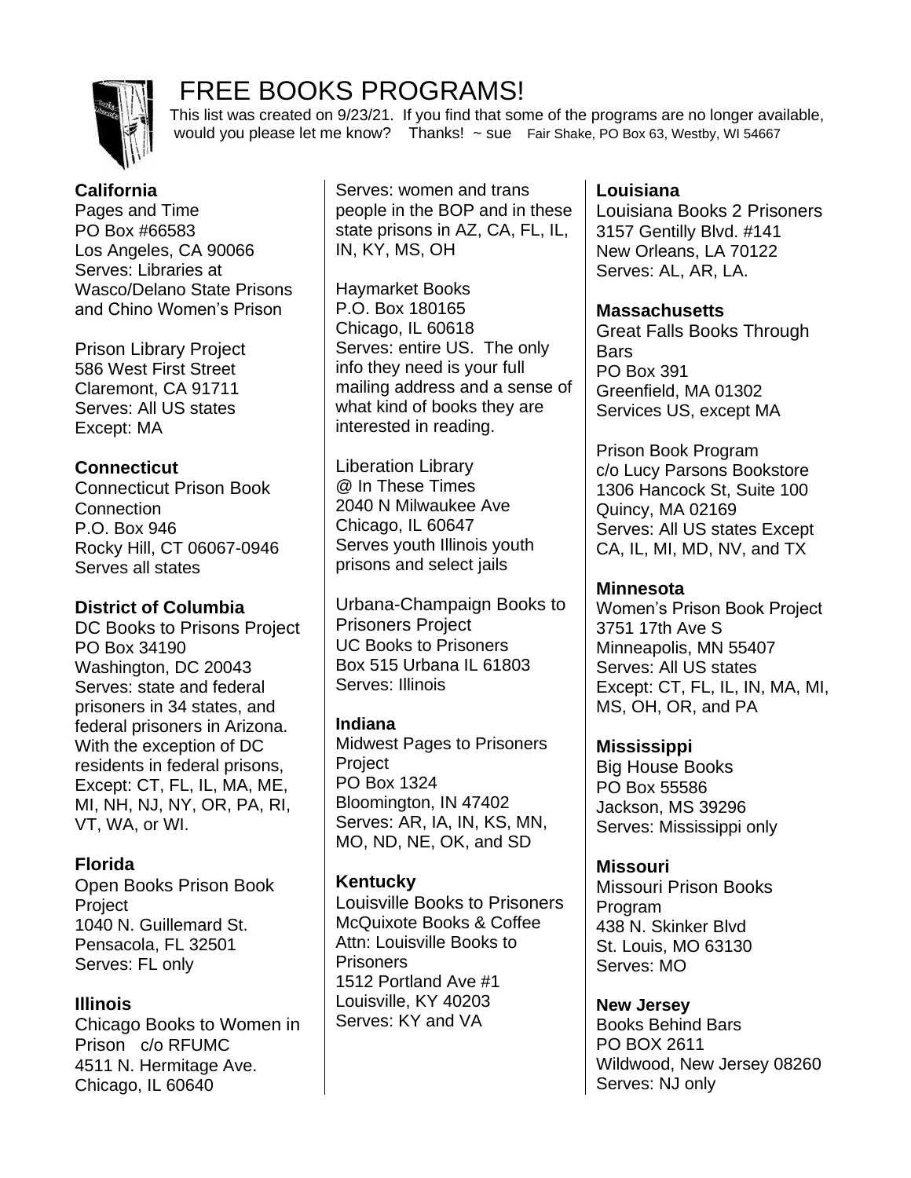# FREE BOOKS PROGRAMS!

This list was created on 9/23/21. If you find that some of the programs are no longer available, would you please let me know? Thanks! ~ sue Fair Shake, PO Box 63, Westby, WI 54667

## California

Pages and Time
PO Box #66583
Los Angeles, CA 90066
Serves: Libraries at Wasco/Delano State Prisons and Chino Women's Prison

Prison Library Project
586 West First Street
Claremont, CA 91711
Serves: All US states
Except: MA

## Connecticut

Connecticut Prison Book Connection
P.O. Box 946
Rocky Hill, CT 06067-0946
Serves all states

## District of Columbia

DC Books to Prisons Project
PO Box 34190
Washington, DC 20043
Serves: state and federal prisoners in 34 states, and federal prisoners in Arizona. With the exception of DC residents in federal prisons, Except: CT, FL, IL, MA, ME, MI, NH, NJ, NY, OR, PA, RI, VT, WA, or WI.

## Florida

Open Books Prison Book Project
1040 N. Guillemard St.
Pensacola, FL 32501
Serves: FL only

## Illinois

Chicago Books to Women in Prison c/o RFUMC
4511 N. Hermitage Ave.
Chicago, IL 60640
Serves: women and trans people in the BOP and in these state prisons in AZ, CA, FL, IL, IN, KY, MS, OH

Haymarket Books
P.O. Box 180165
Chicago, IL 60618
Serves: entire US. The only info they need is your full mailing address and a sense of what kind of books they are interested in reading.

Liberation Library
@ In These Times
2040 N Milwaukee Ave
Chicago, IL 60647
Serves youth Illinois youth prisons and select jails

Urbana-Champaign Books to Prisoners Project
UC Books to Prisoners
Box 515 Urbana IL 61803
Serves: Illinois

## Indiana

Midwest Pages to Prisoners Project
PO Box 1324
Bloomington, IN 47402
Serves: AR, IA, IN, KS, MN, MO, ND, NE, OK, and SD

## Kentucky

Louisville Books to Prisoners
McQuixote Books & Coffee
Attn: Louisville Books to Prisoners
1512 Portland Ave #1
Louisville, KY 40203
Serves: KY and VA

## Louisiana

Louisiana Books 2 Prisoners
3157 Gentilly Blvd. #141
New Orleans, LA 70122
Serves: AL, AR, LA.

## Massachusetts

Great Falls Books Through Bars
PO Box 391
Greenfield, MA 01302
Services US, except MA

Prison Book Program
c/o Lucy Parsons Bookstore
1306 Hancock St, Suite 100
Quincy, MA 02169
Serves: All US states Except CA, IL, MI, MD, NV, and TX

## Minnesota

Women's Prison Book Project
3751 17th Ave S
Minneapolis, MN 55407
Serves: All US states
Except: CT, FL, IL, IN, MA, MI, MS, OH, OR, and PA

## Mississippi

Big House Books
PO Box 55586
Jackson, MS 39296
Serves: Mississippi only

## Missouri

Missouri Prison Books Program
438 N. Skinker Blvd
St. Louis, MO 63130
Serves: MO

## New Jersey

Books Behind Bars
PO BOX 2611
Wildwood, New Jersey 08260
Serves: NJ only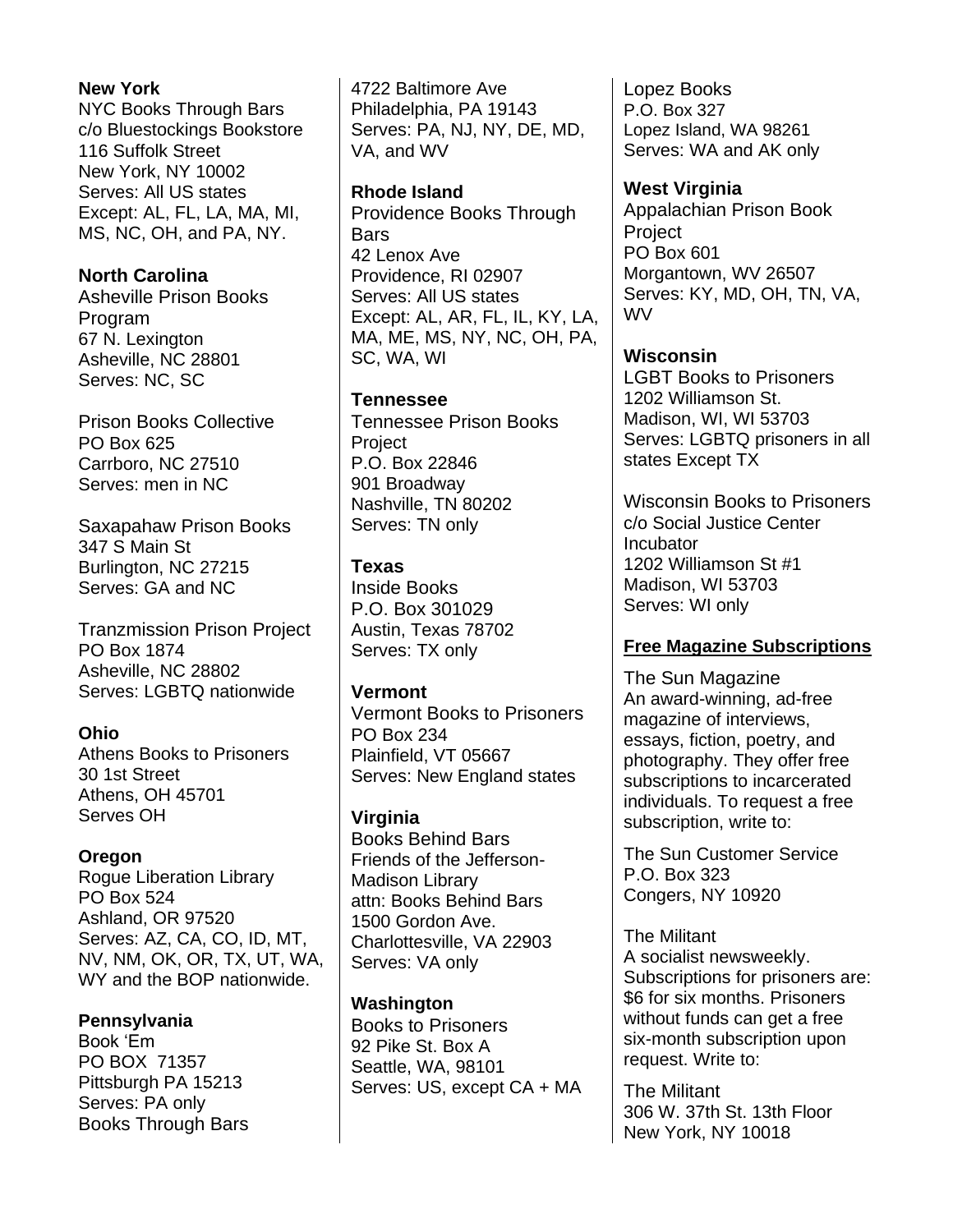**New York**

NYC Books Through Bars
c/o Bluestockings Bookstore
116 Suffolk Street
New York, NY 10002
Serves: All US states
Except: AL, FL, LA, MA, MI, MS, NC, OH, and PA, NY.

**North Carolina**

Asheville Prison Books Program
67 N. Lexington
Asheville, NC 28801
Serves: NC, SC

Prison Books Collective
PO Box 625
Carrboro, NC 27510
Serves: men in NC

Saxapahaw Prison Books
347 S Main St
Burlington, NC 27215
Serves: GA and NC

Tranzmission Prison Project
PO Box 1874
Asheville, NC 28802
Serves: LGBTQ nationwide

**Ohio**

Athens Books to Prisoners
30 1st Street
Athens, OH 45701
Serves OH

**Oregon**

Rogue Liberation Library
PO Box 524
Ashland, OR 97520
Serves: AZ, CA, CO, ID, MT, NV, NM, OK, OR, TX, UT, WA, WY and the BOP nationwide.

**Pennsylvania**

Book 'Em
PO BOX 71357
Pittsburgh PA 15213
Serves: PA only

Books Through Bars
4722 Baltimore Ave
Philadelphia, PA 19143
Serves: PA, NJ, NY, DE, MD, VA, and WV

**Rhode Island**

Providence Books Through Bars
42 Lenox Ave
Providence, RI 02907
Serves: All US states
Except: AL, AR, FL, IL, KY, LA, MA, ME, MS, NY, NC, OH, PA, SC, WA, WI

**Tennessee**

Tennessee Prison Books Project
P.O. Box 22846
901 Broadway
Nashville, TN 80202
Serves: TN only

**Texas**

Inside Books
P.O. Box 301029
Austin, Texas 78702
Serves: TX only

**Vermont**

Vermont Books to Prisoners
PO Box 234
Plainfield, VT 05667
Serves: New England states

**Virginia**

Books Behind Bars
Friends of the Jefferson-Madison Library
attn: Books Behind Bars
1500 Gordon Ave.
Charlottesville, VA 22903
Serves: VA only

**Washington**

Books to Prisoners
92 Pike St. Box A
Seattle, WA, 98101
Serves: US, except CA + MA

Lopez Books
P.O. Box 327
Lopez Island, WA 98261
Serves: WA and AK only

**West Virginia**

Appalachian Prison Book Project
PO Box 601
Morgantown, WV 26507
Serves: KY, MD, OH, TN, VA, WV

**Wisconsin**

LGBT Books to Prisoners
1202 Williamson St.
Madison, WI, WI 53703
Serves: LGBTQ prisoners in all states Except TX

Wisconsin Books to Prisoners
c/o Social Justice Center Incubator
1202 Williamson St #1
Madison, WI 53703
Serves: WI only

**Free Magazine Subscriptions**

The Sun Magazine
An award-winning, ad-free magazine of interviews, essays, fiction, poetry, and photography. They offer free subscriptions to incarcerated individuals. To request a free subscription, write to:

The Sun Customer Service
P.O. Box 323
Congers, NY 10920

The Militant
A socialist newsweekly. Subscriptions for prisoners are: $6 for six months. Prisoners without funds can get a free six-month subscription upon request. Write to:

The Militant
306 W. 37th St. 13th Floor
New York, NY 10018